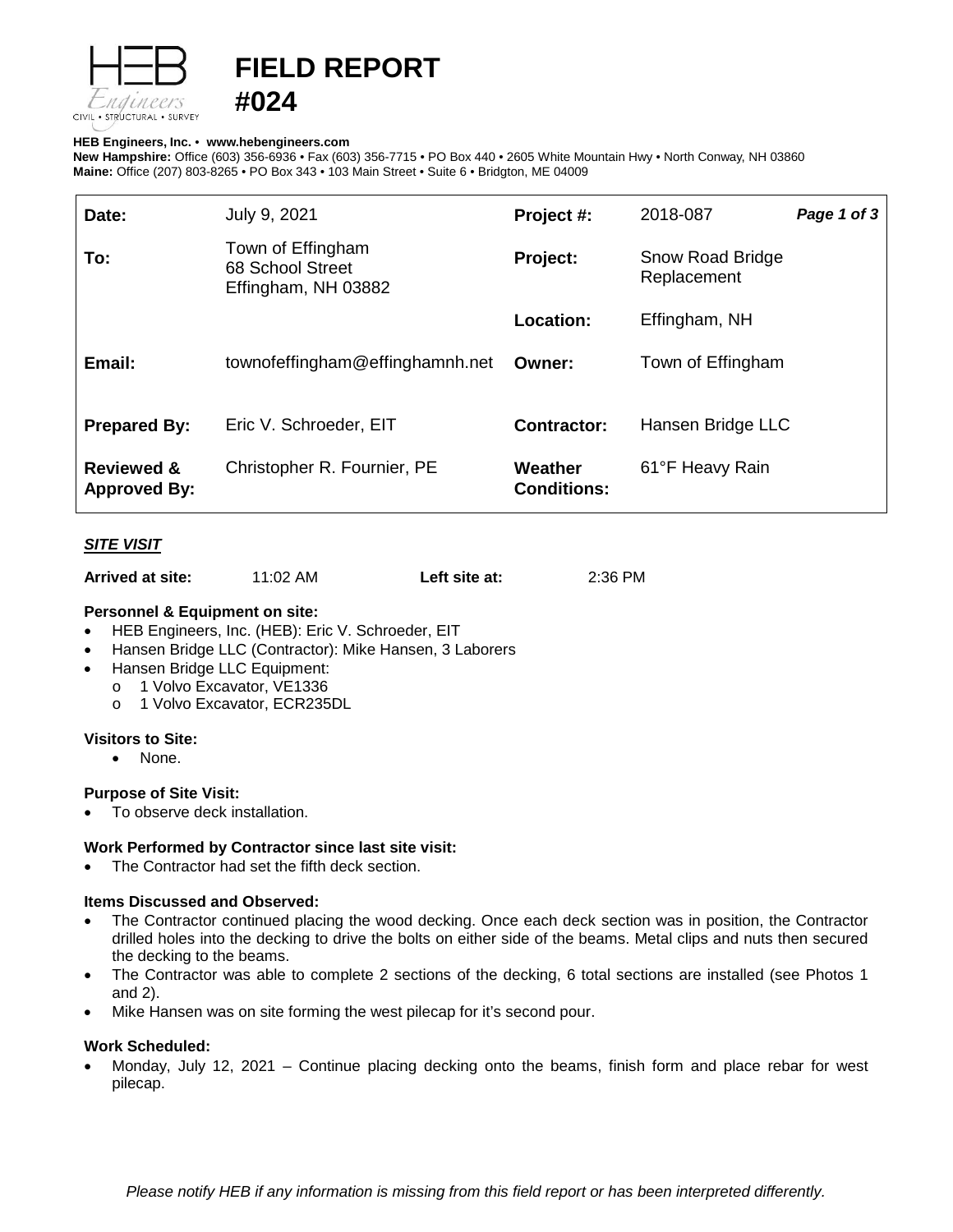# FIELD REPORT #024

**HEB Engineers, Inc.** • **www.hebengineers.com**
**New Hampshire:** Office (603) 356-6936 • Fax (603) 356-7715 • PO Box 440 • 2605 White Mountain Hwy • North Conway, NH 03860
**Maine:** Office (207) 803-8265 • PO Box 343 • 103 Main Street • Suite 6 • Bridgton, ME 04009

| | | | |
|---|---|---|---|
| **Date:** | July 9, 2021 | **Project #:** | 2018-087 |
| **To:** | Town of Effingham<br>68 School Street<br>Effingham, NH 03882 | **Project:** | Snow Road Bridge Replacement |
| | | **Location:** | Effingham, NH |
| **Email:** | townofeffingham@effinghamnh.net | **Owner:** | Town of Effingham |
| **Prepared By:** | Eric V. Schroeder, EIT | **Contractor:** | Hansen Bridge LLC |
| **Reviewed & Approved By:** | Christopher R. Fournier, PE | **Weather Conditions:** | 61°F Heavy Rain |

## *SITE VISIT*

**Arrived at site:** 11:02 AM **Left site at:** 2:36 PM

**Personnel & Equipment on site:**
- HEB Engineers, Inc. (HEB): Eric V. Schroeder, EIT
- Hansen Bridge LLC (Contractor): Mike Hansen, 3 Laborers
- Hansen Bridge LLC Equipment:
  - 1 Volvo Excavator, VE1336
  - 1 Volvo Excavator, ECR235DL

**Visitors to Site:**
- None.

**Purpose of Site Visit:**
- To observe deck installation.

**Work Performed by Contractor since last site visit:**
- The Contractor had set the fifth deck section.

**Items Discussed and Observed:**
- The Contractor continued placing the wood decking. Once each deck section was in position, the Contractor drilled holes into the decking to drive the bolts on either side of the beams. Metal clips and nuts then secured the decking to the beams.
- The Contractor was able to complete 2 sections of the decking, 6 total sections are installed (see Photos 1 and 2).
- Mike Hansen was on site forming the west pilecap for it's second pour.

**Work Scheduled:**
- Monday, July 12, 2021 – Continue placing decking onto the beams, finish form and place rebar for west pilecap.

*Please notify HEB if any information is missing from this field report or has been interpreted differently.*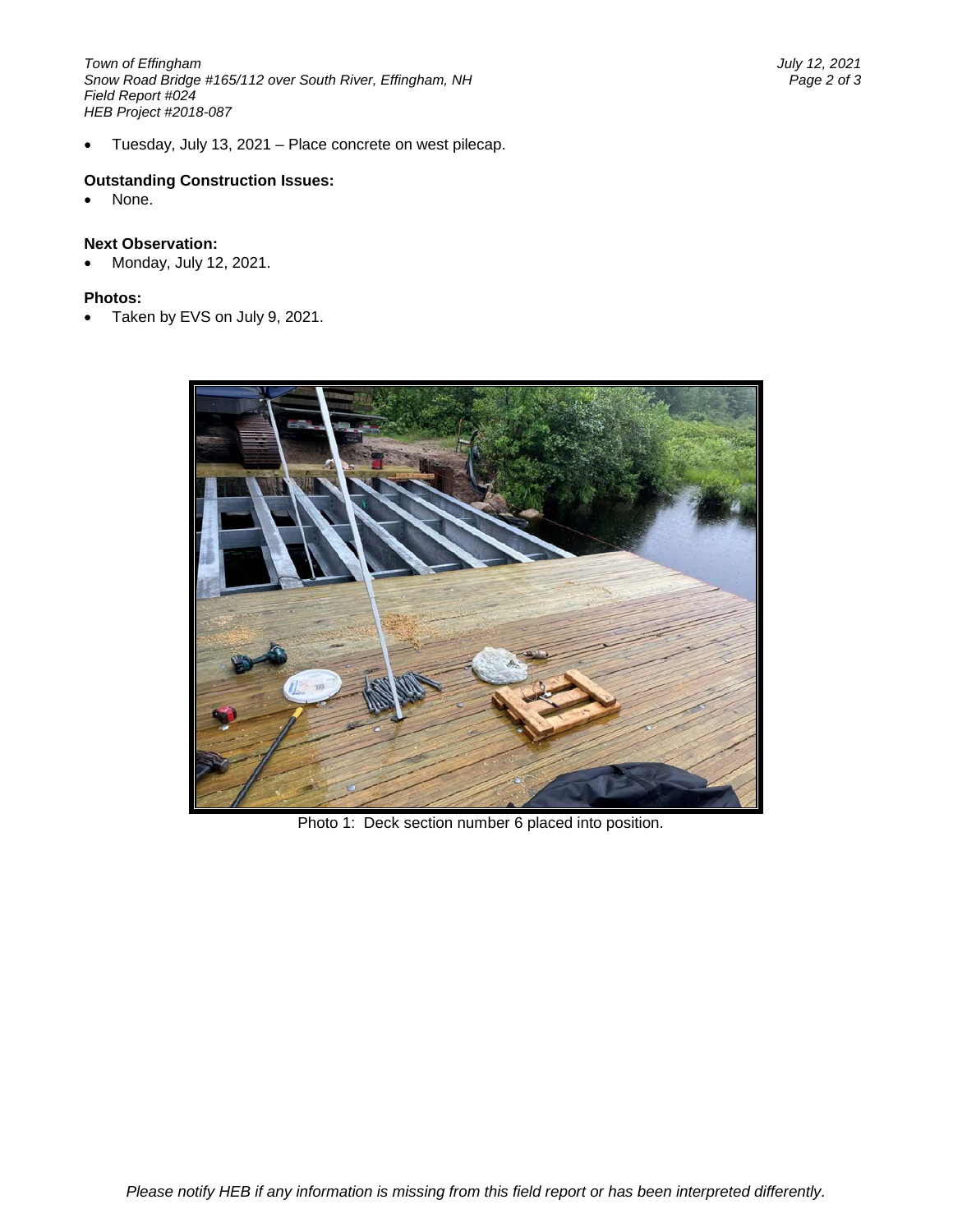- Tuesday, July 13, 2021 – Place concrete on west pilecap.

**Outstanding Construction Issues:**
- None.

**Next Observation:**
- Monday, July 12, 2021.

**Photos:**
- Taken by EVS on July 9, 2021.

Photo 1: Deck section number 6 placed into position.

*Please notify HEB if any information is missing from this field report or has been interpreted differently.*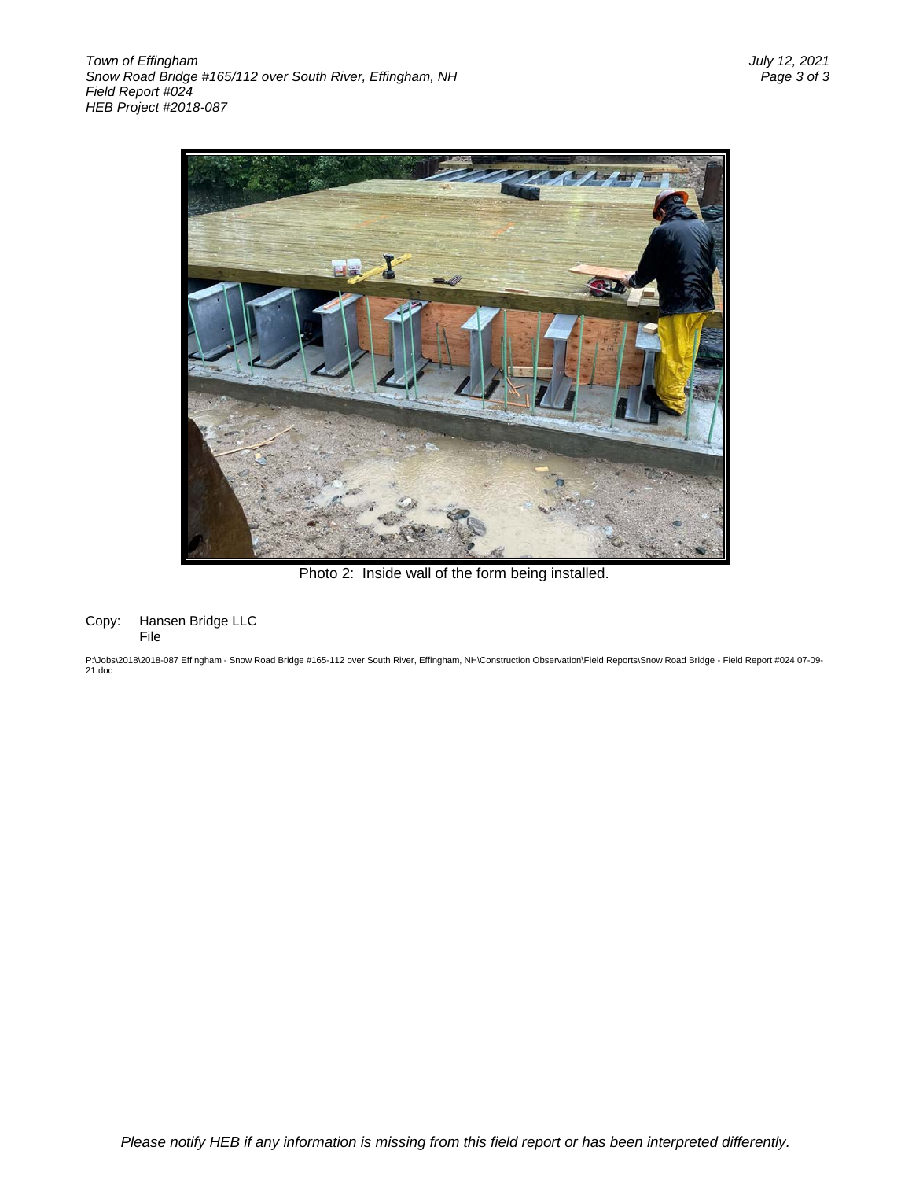Photo 2: Inside wall of the form being installed.

Copy: Hansen Bridge LLC
File

P:\Jobs\2018\2018-087 Effingham - Snow Road Bridge #165-112 over South River, Effingham, NH\Construction Observation\Field Reports\Snow Road Bridge - Field Report #024 07-09-21.doc

*Please notify HEB if any information is missing from this field report or has been interpreted differently.*